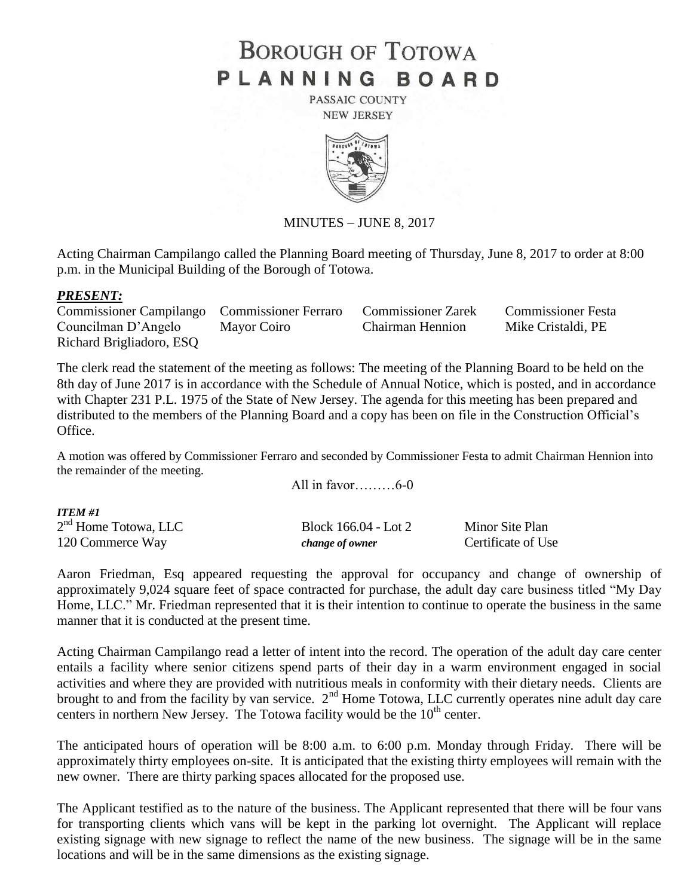# BOROUGH OF TOTOWA
# PLANNING BOARD

PASSAIC COUNTY
NEW JERSEY

MINUTES – JUNE 8, 2017

Acting Chairman Campilango called the Planning Board meeting of Thursday, June 8, 2017 to order at 8:00 p.m. in the Municipal Building of the Borough of Totowa.

***PRESENT:***

| | | | |
|---|---|---|---|
| Commissioner Campilango | Commissioner Ferraro | Commissioner Zarek | Commissioner Festa |
| Councilman D'Angelo | Mayor Coiro | Chairman Hennion | Mike Cristaldi, PE |
| Richard Brigliadoro, ESQ | | | |

The clerk read the statement of the meeting as follows: The meeting of the Planning Board to be held on the 8th day of June 2017 is in accordance with the Schedule of Annual Notice, which is posted, and in accordance with Chapter 231 P.L. 1975 of the State of New Jersey. The agenda for this meeting has been prepared and distributed to the members of the Planning Board and a copy has been on file in the Construction Official's Office.

A motion was offered by Commissioner Ferraro and seconded by Commissioner Festa to admit Chairman Hennion into the remainder of the meeting.

All in favor………6-0

***ITEM #1***

| | | |
|---|---|---|
| 2nd Home Totowa, LLC | Block 166.04 - Lot 2 | Minor Site Plan |
| 120 Commerce Way | ***change of owner*** | Certificate of Use |

Aaron Friedman, Esq appeared requesting the approval for occupancy and change of ownership of approximately 9,024 square feet of space contracted for purchase, the adult day care business titled "My Day Home, LLC." Mr. Friedman represented that it is their intention to continue to operate the business in the same manner that it is conducted at the present time.

Acting Chairman Campilango read a letter of intent into the record. The operation of the adult day care center entails a facility where senior citizens spend parts of their day in a warm environment engaged in social activities and where they are provided with nutritious meals in conformity with their dietary needs. Clients are brought to and from the facility by van service. 2nd Home Totowa, LLC currently operates nine adult day care centers in northern New Jersey. The Totowa facility would be the 10th center.

The anticipated hours of operation will be 8:00 a.m. to 6:00 p.m. Monday through Friday. There will be approximately thirty employees on-site. It is anticipated that the existing thirty employees will remain with the new owner. There are thirty parking spaces allocated for the proposed use.

The Applicant testified as to the nature of the business. The Applicant represented that there will be four vans for transporting clients which vans will be kept in the parking lot overnight. The Applicant will replace existing signage with new signage to reflect the name of the new business. The signage will be in the same locations and will be in the same dimensions as the existing signage.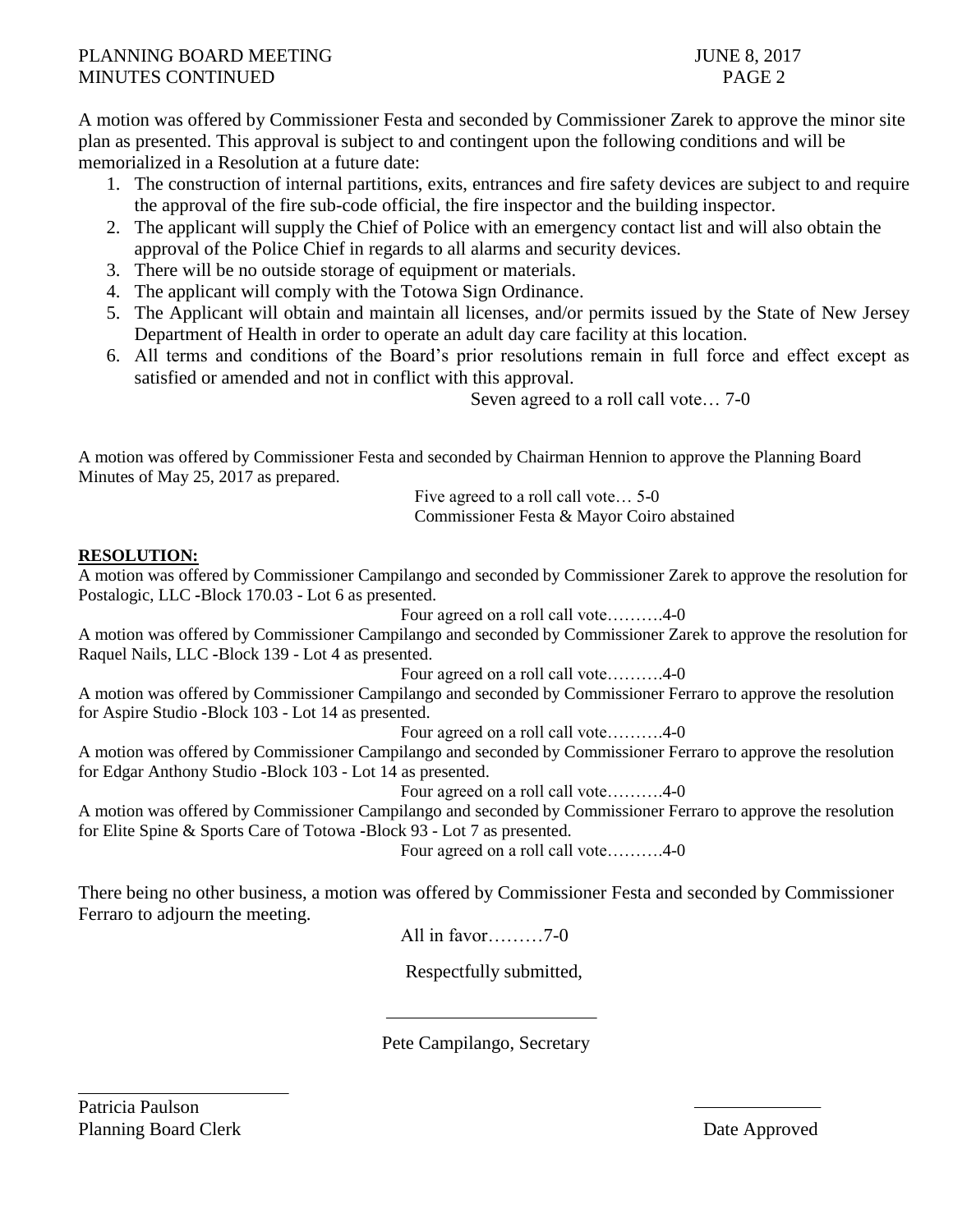A motion was offered by Commissioner Festa and seconded by Commissioner Zarek to approve the minor site plan as presented. This approval is subject to and contingent upon the following conditions and will be memorialized in a Resolution at a future date:

1. The construction of internal partitions, exits, entrances and fire safety devices are subject to and require the approval of the fire sub-code official, the fire inspector and the building inspector.
2. The applicant will supply the Chief of Police with an emergency contact list and will also obtain the approval of the Police Chief in regards to all alarms and security devices.
3. There will be no outside storage of equipment or materials.
4. The applicant will comply with the Totowa Sign Ordinance.
5. The Applicant will obtain and maintain all licenses, and/or permits issued by the State of New Jersey Department of Health in order to operate an adult day care facility at this location.
6. All terms and conditions of the Board's prior resolutions remain in full force and effect except as satisfied or amended and not in conflict with this approval.

Seven agreed to a roll call vote… 7-0

A motion was offered by Commissioner Festa and seconded by Chairman Hennion to approve the Planning Board Minutes of May 25, 2017 as prepared.

Five agreed to a roll call vote… 5-0
Commissioner Festa & Mayor Coiro abstained

**RESOLUTION:**

A motion was offered by Commissioner Campilango and seconded by Commissioner Zarek to approve the resolution for Postalogic, LLC -Block 170.03 - Lot 6 as presented.

Four agreed on a roll call vote……….4-0

A motion was offered by Commissioner Campilango and seconded by Commissioner Zarek to approve the resolution for Raquel Nails, LLC -Block 139 - Lot 4 as presented.

Four agreed on a roll call vote……….4-0

A motion was offered by Commissioner Campilango and seconded by Commissioner Ferraro to approve the resolution for Aspire Studio -Block 103 - Lot 14 as presented.

Four agreed on a roll call vote……….4-0

A motion was offered by Commissioner Campilango and seconded by Commissioner Ferraro to approve the resolution for Edgar Anthony Studio -Block 103 - Lot 14 as presented.

Four agreed on a roll call vote……….4-0

A motion was offered by Commissioner Campilango and seconded by Commissioner Ferraro to approve the resolution for Elite Spine & Sports Care of Totowa -Block 93 - Lot 7 as presented.

Four agreed on a roll call vote……….4-0

There being no other business, a motion was offered by Commissioner Festa and seconded by Commissioner Ferraro to adjourn the meeting.

All in favor………7-0

Respectfully submitted,

\_\_\_\_\_\_\_\_\_\_\_\_\_\_\_\_\_\_\_\_\_\_\_\_

Pete Campilango, Secretary

\_\_\_\_\_\_\_\_\_\_\_\_\_\_\_\_\_\_\_\_\_\_\_\_

Patricia Paulson
Planning Board Clerk

\_\_\_\_\_\_\_\_\_\_\_\_\_\_

Date Approved